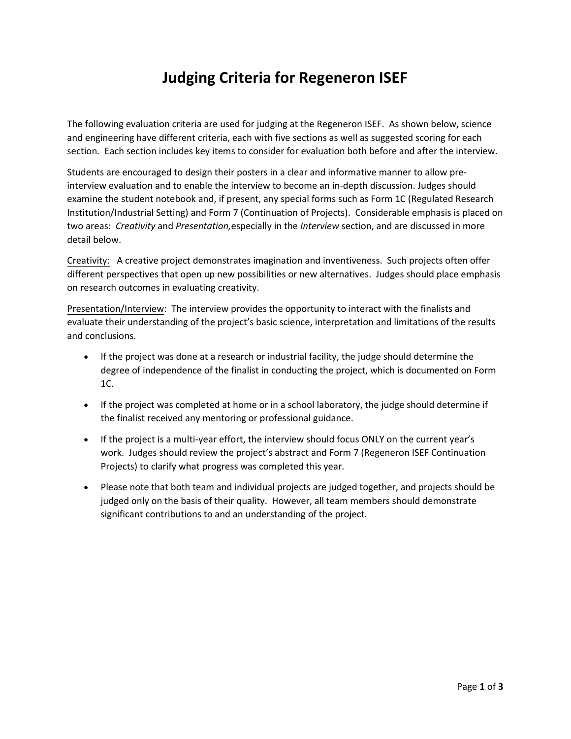# Judging Criteria for Regeneron ISEF

The following evaluation criteria are used for judging at the Regeneron ISEF. As shown below, science and engineering have different criteria, each with five sections as well as suggested scoring for each section. Each section includes key items to consider for evaluation both before and after the interview.

Students are encouraged to design their posters in a clear and informative manner to allow pre-interview evaluation and to enable the interview to become an in-depth discussion. Judges should examine the student notebook and, if present, any special forms such as Form 1C (Regulated Research Institution/Industrial Setting) and Form 7 (Continuation of Projects). Considerable emphasis is placed on two areas: *Creativity* and *Presentation,* especially in the *Interview* section, and are discussed in more detail below.

<u>Creativity:</u> A creative project demonstrates imagination and inventiveness. Such projects often offer different perspectives that open up new possibilities or new alternatives. Judges should place emphasis on research outcomes in evaluating creativity.

<u>Presentation/Interview</u>: The interview provides the opportunity to interact with the finalists and evaluate their understanding of the project's basic science, interpretation and limitations of the results and conclusions.

- If the project was done at a research or industrial facility, the judge should determine the degree of independence of the finalist in conducting the project, which is documented on Form 1C.
- If the project was completed at home or in a school laboratory, the judge should determine if the finalist received any mentoring or professional guidance.
- If the project is a multi-year effort, the interview should focus ONLY on the current year's work. Judges should review the project's abstract and Form 7 (Regeneron ISEF Continuation Projects) to clarify what progress was completed this year.
- Please note that both team and individual projects are judged together, and projects should be judged only on the basis of their quality. However, all team members should demonstrate significant contributions to and an understanding of the project.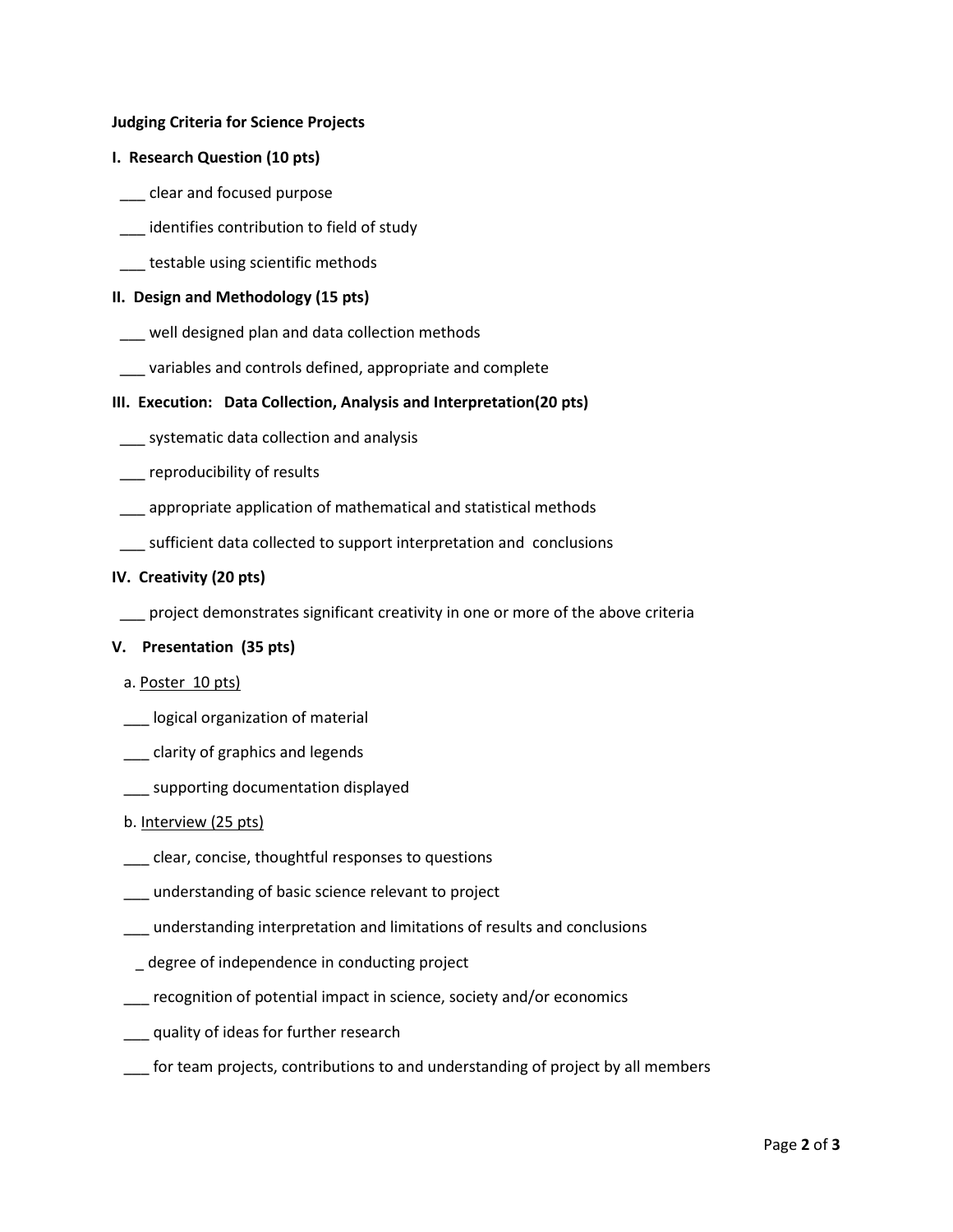**Judging Criteria for Science Projects**

**I. Research Question (10 pts)**

___ clear and focused purpose

___ identifies contribution to field of study

___ testable using scientific methods

**II. Design and Methodology (15 pts)**

___ well designed plan and data collection methods

___ variables and controls defined, appropriate and complete

**III. Execution: Data Collection, Analysis and Interpretation(20 pts)**

___ systematic data collection and analysis

___ reproducibility of results

___ appropriate application of mathematical and statistical methods

___ sufficient data collected to support interpretation and conclusions

**IV. Creativity (20 pts)**

___ project demonstrates significant creativity in one or more of the above criteria

**V. Presentation (35 pts)**

a. <u>Poster 10 pts)</u>

___ logical organization of material

___ clarity of graphics and legends

___ supporting documentation displayed

b. <u>Interview (25 pts)</u>

___ clear, concise, thoughtful responses to questions

___ understanding of basic science relevant to project

___ understanding interpretation and limitations of results and conclusions

_ degree of independence in conducting project

___ recognition of potential impact in science, society and/or economics

___ quality of ideas for further research

___ for team projects, contributions to and understanding of project by all members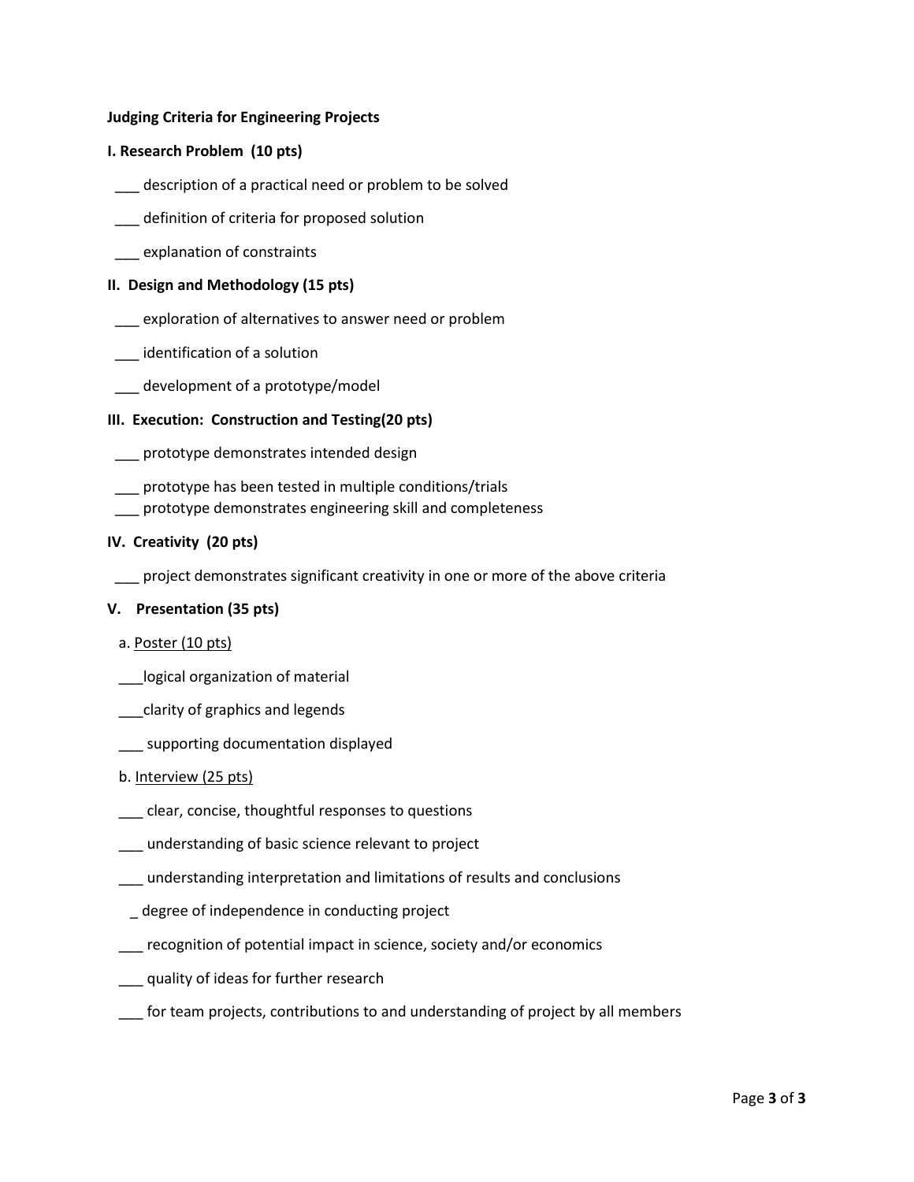**Judging Criteria for Engineering Projects**

**I. Research Problem (10 pts)**

___ description of a practical need or problem to be solved

___ definition of criteria for proposed solution

___ explanation of constraints

**II. Design and Methodology (15 pts)**

___ exploration of alternatives to answer need or problem

___ identification of a solution

___ development of a prototype/model

**III. Execution: Construction and Testing(20 pts)**

___ prototype demonstrates intended design

___ prototype has been tested in multiple conditions/trials

___ prototype demonstrates engineering skill and completeness

**IV. Creativity (20 pts)**

___ project demonstrates significant creativity in one or more of the above criteria

**V. Presentation (35 pts)**

a. <u>Poster (10 pts)</u>

___logical organization of material

___clarity of graphics and legends

___ supporting documentation displayed

b. <u>Interview (25 pts)</u>

___ clear, concise, thoughtful responses to questions

___ understanding of basic science relevant to project

___ understanding interpretation and limitations of results and conclusions

_ degree of independence in conducting project

___ recognition of potential impact in science, society and/or economics

___ quality of ideas for further research

___ for team projects, contributions to and understanding of project by all members